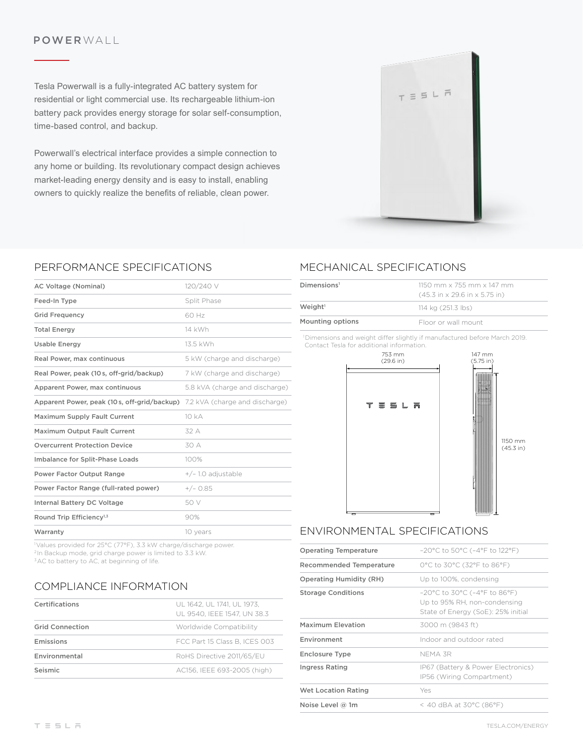# POWERWALL

Tesla Powerwall is a fully-integrated AC battery system for residential or light commercial use. Its rechargeable lithium-ion battery pack provides energy storage for solar self-consumption, time-based control, and backup.

Powerwall's electrical interface provides a simple connection to any home or building. Its revolutionary compact design achieves market-leading energy density and is easy to install, enabling owners to quickly realize the benefits of reliable, clean power.

## PERFORMANCE SPECIFICATIONS

| | |
|---|---|
| **AC Voltage (Nominal)** | 120/240 V |
| **Feed-In Type** | Split Phase |
| **Grid Frequency** | 60 Hz |
| **Total Energy** | 14 kWh |
| **Usable Energy** | 13.5 kWh |
| **Real Power, max continuous** | 5 kW (charge and discharge) |
| **Real Power, peak (10 s, off-grid/backup)** | 7 kW (charge and discharge) |
| **Apparent Power, max continuous** | 5.8 kVA (charge and discharge) |
| **Apparent Power, peak (10 s, off-grid/backup)** | 7.2 kVA (charge and discharge) |
| **Maximum Supply Fault Current** | 10 kA |
| **Maximum Output Fault Current** | 32 A |
| **Overcurrent Protection Device** | 30 A |
| **Imbalance for Split-Phase Loads** | 100% |
| **Power Factor Output Range** | +/– 1.0 adjustable |
| **Power Factor Range (full-rated power)** | +/– 0.85 |
| **Internal Battery DC Voltage** | 50 V |
| **Round Trip Efficiency[1,3]** | 90% |
| **Warranty** | 10 years |

[1]Values provided for 25°C (77°F), 3.3 kW charge/discharge power.
[2]In Backup mode, grid charge power is limited to 3.3 kW.
[3]AC to battery to AC, at beginning of life.

## COMPLIANCE INFORMATION

| | |
|---|---|
| **Certifications** | UL 1642, UL 1741, UL 1973, UL 9540, IEEE 1547, UN 38.3 |
| **Grid Connection** | Worldwide Compatibility |
| **Emissions** | FCC Part 15 Class B, ICES 003 |
| **Environmental** | RoHS Directive 2011/65/EU |
| **Seismic** | AC156, IEEE 693-2005 (high) |

## MECHANICAL SPECIFICATIONS

| | |
|---|---|
| **Dimensions[1]** | 1150 mm x 755 mm x 147 mm (45.3 in x 29.6 in x 5.75 in) |
| **Weight[1]** | 114 kg (251.3 lbs) |
| **Mounting options** | Floor or wall mount |

[1]Dimensions and weight differ slightly if manufactured before March 2019. Contact Tesla for additional information.

753 mm (29.6 in)

147 mm (5.75 in)

1150 mm (45.3 in)

## ENVIRONMENTAL SPECIFICATIONS

| | |
|---|---|
| **Operating Temperature** | –20°C to 50°C (–4°F to 122°F) |
| **Recommended Temperature** | 0°C to 30°C (32°F to 86°F) |
| **Operating Humidity (RH)** | Up to 100%, condensing |
| **Storage Conditions** | –20°C to 30°C (–4°F to 86°F) Up to 95% RH, non-condensing State of Energy (SoE): 25% initial |
| **Maximum Elevation** | 3000 m (9843 ft) |
| **Environment** | Indoor and outdoor rated |
| **Enclosure Type** | NEMA 3R |
| **Ingress Rating** | IP67 (Battery & Power Electronics) IP56 (Wiring Compartment) |
| **Wet Location Rating** | Yes |
| **Noise Level @ 1m** | < 40 dBA at 30°C (86°F) |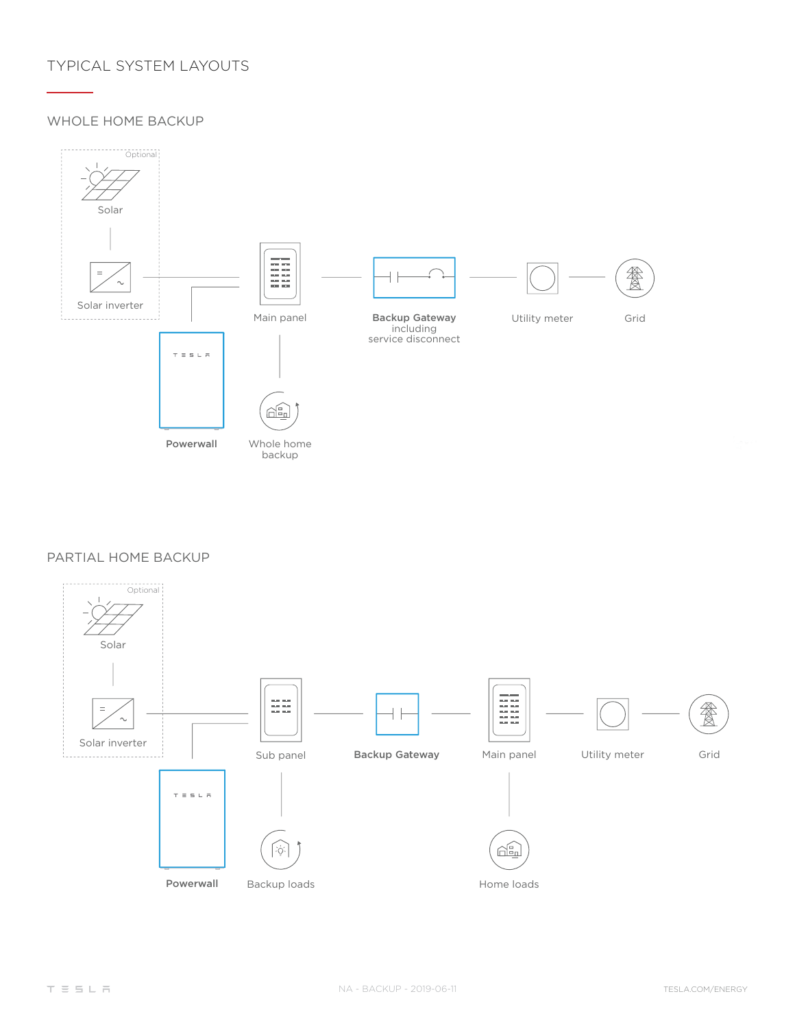# TYPICAL SYSTEM LAYOUTS

## WHOLE HOME BACKUP

Optional

Solar

Solar inverter

Main panel

**Backup Gateway**
including
service disconnect

Utility meter

Grid

**Powerwall**

Whole home
backup

## PARTIAL HOME BACKUP

Optional

Solar

Solar inverter

Sub panel

**Backup Gateway**

Main panel

Utility meter

Grid

**Powerwall**

Backup loads

Home loads

NA - BACKUP - 2019-06-11

TESLA.COM/ENERGY